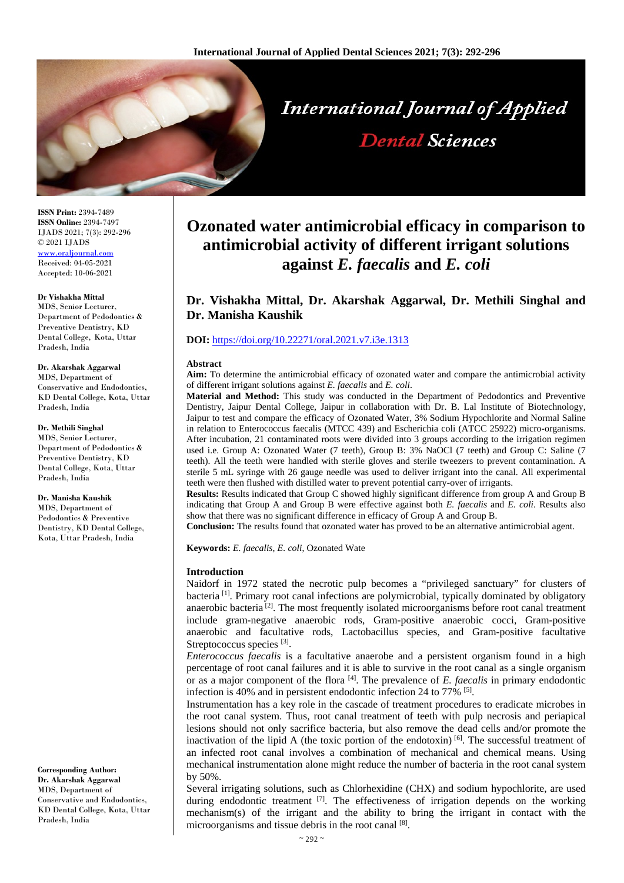# Ozonated water antimicrobial efficacy in comparison to antimicrobial activity of different irrigant solutions against *E. faecalis* and *E. coli*

**Dr. Vishakha Mittal, Dr. Akarshak Aggarwal, Dr. Methili Singhal and Dr. Manisha Kaushik**

**DOI:** https://doi.org/10.22271/oral.2021.v7.i3e.1313

**ISSN Print:** 2394-7489
**ISSN Online:** 2394-7497
IJADS 2021; 7(3): 292-296
© 2021 IJADS
www.oraljournal.com
Received: 04-05-2021
Accepted: 10-06-2021

**Dr Vishakha Mittal**
MDS, Senior Lecturer, Department of Pedodontics & Preventive Dentistry, KD Dental College, Kota, Uttar Pradesh, India

**Dr. Akarshak Aggarwal**
MDS, Department of Conservative and Endodontics, KD Dental College, Kota, Uttar Pradesh, India

**Dr. Methili Singhal**
MDS, Senior Lecturer, Department of Pedodontics & Preventive Dentistry, KD Dental College, Kota, Uttar Pradesh, India

**Dr. Manisha Kaushik**
MDS, Department of Pedodontics & Preventive Dentistry, KD Dental College, Kota, Uttar Pradesh, India

**Corresponding Author:**
**Dr. Akarshak Aggarwal**
MDS, Department of Conservative and Endodontics, KD Dental College, Kota, Uttar Pradesh, India

## Abstract

**Aim:** To determine the antimicrobial efficacy of ozonated water and compare the antimicrobial activity of different irrigant solutions against *E. faecalis* and *E. coli*.

**Material and Method:** This study was conducted in the Department of Pedodontics and Preventive Dentistry, Jaipur Dental College, Jaipur in collaboration with Dr. B. Lal Institute of Biotechnology, Jaipur to test and compare the efficacy of Ozonated Water, 3% Sodium Hypochlorite and Normal Saline in relation to Enterococcus faecalis (MTCC 439) and Escherichia coli (ATCC 25922) micro-organisms. After incubation, 21 contaminated roots were divided into 3 groups according to the irrigation regimen used i.e. Group A: Ozonated Water (7 teeth), Group B: 3% NaOCl (7 teeth) and Group C: Saline (7 teeth). All the teeth were handled with sterile gloves and sterile tweezers to prevent contamination. A sterile 5 mL syringe with 26 gauge needle was used to deliver irrigant into the canal. All experimental teeth were then flushed with distilled water to prevent potential carry-over of irrigants.

**Results:** Results indicated that Group C showed highly significant difference from group A and Group B indicating that Group A and Group B were effective against both *E. faecalis* and *E. coli*. Results also show that there was no significant difference in efficacy of Group A and Group B.

**Conclusion:** The results found that ozonated water has proved to be an alternative antimicrobial agent.

**Keywords:** *E. faecalis*, *E. coli*, Ozonated Wate

## Introduction

Naidorf in 1972 stated the necrotic pulp becomes a "privileged sanctuary" for clusters of bacteria [1]. Primary root canal infections are polymicrobial, typically dominated by obligatory anaerobic bacteria [2]. The most frequently isolated microorganisms before root canal treatment include gram-negative anaerobic rods, Gram-positive anaerobic cocci, Gram-positive anaerobic and facultative rods, Lactobacillus species, and Gram-positive facultative Streptococcus species [3].

*Enterococcus faecalis* is a facultative anaerobe and a persistent organism found in a high percentage of root canal failures and it is able to survive in the root canal as a single organism or as a major component of the flora [4]. The prevalence of *E. faecalis* in primary endodontic infection is 40% and in persistent endodontic infection 24 to 77% [5].

Instrumentation has a key role in the cascade of treatment procedures to eradicate microbes in the root canal system. Thus, root canal treatment of teeth with pulp necrosis and periapical lesions should not only sacrifice bacteria, but also remove the dead cells and/or promote the inactivation of the lipid A (the toxic portion of the endotoxin) [6]. The successful treatment of an infected root canal involves a combination of mechanical and chemical means. Using mechanical instrumentation alone might reduce the number of bacteria in the root canal system by 50%.

Several irrigating solutions, such as Chlorhexidine (CHX) and sodium hypochlorite, are used during endodontic treatment [7]. The effectiveness of irrigation depends on the working mechanism(s) of the irrigant and the ability to bring the irrigant in contact with the microorganisms and tissue debris in the root canal [8].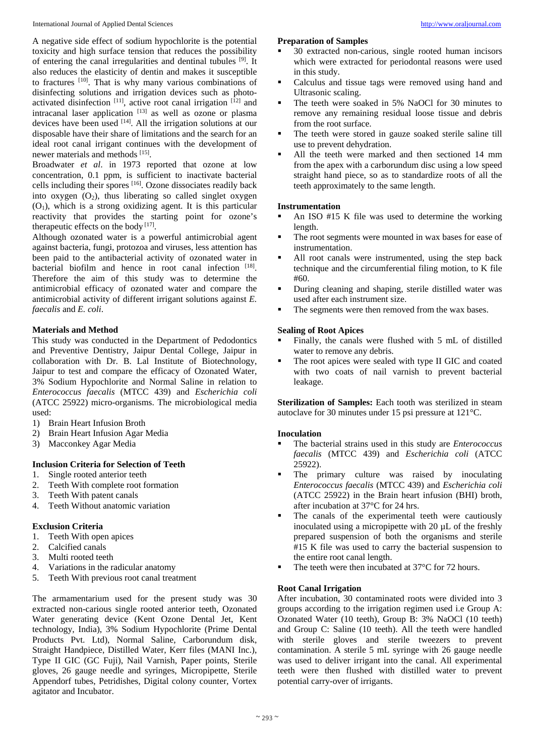A negative side effect of sodium hypochlorite is the potential toxicity and high surface tension that reduces the possibility of entering the canal irregularities and dentinal tubules [9]. It also reduces the elasticity of dentin and makes it susceptible to fractures [10]. That is why many various combinations of disinfecting solutions and irrigation devices such as photo-activated disinfection [11], active root canal irrigation [12] and intracanal laser application [13] as well as ozone or plasma devices have been used [14]. All the irrigation solutions at our disposable have their share of limitations and the search for an ideal root canal irrigant continues with the development of newer materials and methods [15].

Broadwater *et al*. in 1973 reported that ozone at low concentration, 0.1 ppm, is sufficient to inactivate bacterial cells including their spores [16]. Ozone dissociates readily back into oxygen ($O_2$), thus liberating so called singlet oxygen ($O_1$), which is a strong oxidizing agent. It is this particular reactivity that provides the starting point for ozone's therapeutic effects on the body [17].

Although ozonated water is a powerful antimicrobial agent against bacteria, fungi, protozoa and viruses, less attention has been paid to the antibacterial activity of ozonated water in bacterial biofilm and hence in root canal infection [18]. Therefore the aim of this study was to determine the antimicrobial efficacy of ozonated water and compare the antimicrobial activity of different irrigant solutions against *E. faecalis* and *E. coli*.

## Materials and Method

This study was conducted in the Department of Pedodontics and Preventive Dentistry, Jaipur Dental College, Jaipur in collaboration with Dr. B. Lal Institute of Biotechnology, Jaipur to test and compare the efficacy of Ozonated Water, 3% Sodium Hypochlorite and Normal Saline in relation to *Enterococcus faecalis* (MTCC 439) and *Escherichia coli* (ATCC 25922) micro-organisms. The microbiological media used:

1) Brain Heart Infusion Broth
2) Brain Heart Infusion Agar Media
3) Macconkey Agar Media

### Inclusion Criteria for Selection of Teeth

1. Single rooted anterior teeth
2. Teeth With complete root formation
3. Teeth With patent canals
4. Teeth Without anatomic variation

### Exclusion Criteria

1. Teeth With open apices
2. Calcified canals
3. Multi rooted teeth
4. Variations in the radicular anatomy
5. Teeth With previous root canal treatment

The armamentarium used for the present study was 30 extracted non-carious single rooted anterior teeth, Ozonated Water generating device (Kent Ozone Dental Jet, Kent technology, India), 3% Sodium Hypochlorite (Prime Dental Products Pvt. Ltd), Normal Saline, Carborundum disk, Straight Handpiece, Distilled Water, Kerr files (MANI Inc.), Type II GIC (GC Fuji), Nail Varnish, Paper points, Sterile gloves, 26 gauge needle and syringes, Micropipette, Sterile Appendorf tubes, Petridishes, Digital colony counter, Vortex agitator and Incubator.

### Preparation of Samples

- 30 extracted non-carious, single rooted human incisors which were extracted for periodontal reasons were used in this study.
- Calculus and tissue tags were removed using hand and Ultrasonic scaling.
- The teeth were soaked in 5% NaOCl for 30 minutes to remove any remaining residual loose tissue and debris from the root surface.
- The teeth were stored in gauze soaked sterile saline till use to prevent dehydration.
- All the teeth were marked and then sectioned 14 mm from the apex with a carborundum disc using a low speed straight hand piece, so as to standardize roots of all the teeth approximately to the same length.

### Instrumentation

- An ISO #15 K file was used to determine the working length.
- The root segments were mounted in wax bases for ease of instrumentation.
- All root canals were instrumented, using the step back technique and the circumferential filing motion, to K file #60.
- During cleaning and shaping, sterile distilled water was used after each instrument size.
- The segments were then removed from the wax bases.

### Sealing of Root Apices

- Finally, the canals were flushed with 5 mL of distilled water to remove any debris.
- The root apices were sealed with type II GIC and coated with two coats of nail varnish to prevent bacterial leakage.

**Sterilization of Samples:** Each tooth was sterilized in steam autoclave for 30 minutes under 15 psi pressure at 121°C.

### Inoculation

- The bacterial strains used in this study are *Enterococcus faecalis* (MTCC 439) and *Escherichia coli* (ATCC 25922).
- The primary culture was raised by inoculating *Enterococcus faecalis* (MTCC 439) and *Escherichia coli* (ATCC 25922) in the Brain heart infusion (BHI) broth, after incubation at 37°C for 24 hrs.
- The canals of the experimental teeth were cautiously inoculated using a micropipette with 20 µL of the freshly prepared suspension of both the organisms and sterile #15 K file was used to carry the bacterial suspension to the entire root canal length.
- The teeth were then incubated at 37°C for 72 hours.

### Root Canal Irrigation

After incubation, 30 contaminated roots were divided into 3 groups according to the irrigation regimen used i.e Group A: Ozonated Water (10 teeth), Group B: 3% NaOCl (10 teeth) and Group C: Saline (10 teeth). All the teeth were handled with sterile gloves and sterile tweezers to prevent contamination. A sterile 5 mL syringe with 26 gauge needle was used to deliver irrigant into the canal. All experimental teeth were then flushed with distilled water to prevent potential carry-over of irrigants.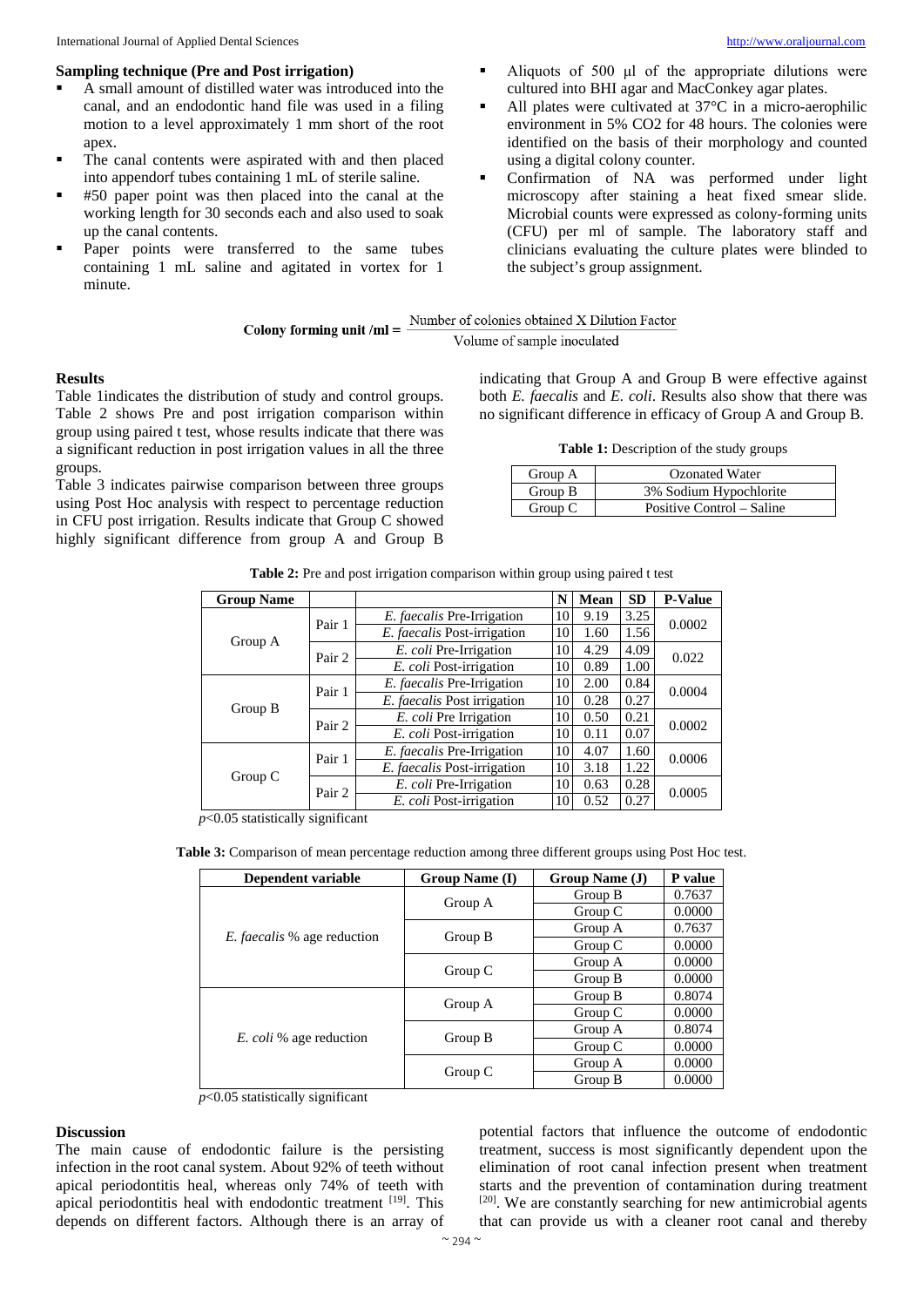### Sampling technique (Pre and Post irrigation)

- A small amount of distilled water was introduced into the canal, and an endodontic hand file was used in a filing motion to a level approximately 1 mm short of the root apex.
- The canal contents were aspirated with and then placed into appendorf tubes containing 1 mL of sterile saline.
- #50 paper point was then placed into the canal at the working length for 30 seconds each and also used to soak up the canal contents.
- Paper points were transferred to the same tubes containing 1 mL saline and agitated in vortex for 1 minute.
- Aliquots of 500 µl of the appropriate dilutions were cultured into BHI agar and MacConkey agar plates.
- All plates were cultivated at 37°C in a micro-aerophilic environment in 5% CO2 for 48 hours. The colonies were identified on the basis of their morphology and counted using a digital colony counter.
- Confirmation of NA was performed under light microscopy after staining a heat fixed smear slide. Microbial counts were expressed as colony-forming units (CFU) per ml of sample. The laboratory staff and clinicians evaluating the culture plates were blinded to the subject's group assignment.

$$\textbf{Colony forming unit /ml} = \frac{\text{Number of colonies obtained X Dilution Factor}}{\text{Volume of sample inoculated}}$$

### Results

Table 1indicates the distribution of study and control groups. Table 2 shows Pre and post irrigation comparison within group using paired t test, whose results indicate that there was a significant reduction in post irrigation values in all the three groups.

Table 3 indicates pairwise comparison between three groups using Post Hoc analysis with respect to percentage reduction in CFU post irrigation. Results indicate that Group C showed highly significant difference from group A and Group B indicating that Group A and Group B were effective against both *E. faecalis* and *E. coli*. Results also show that there was no significant difference in efficacy of Group A and Group B.

**Table 1:** Description of the study groups

| Group | Description |
|---|---|
| Group A | Ozonated Water |
| Group B | 3% Sodium Hypochlorite |
| Group C | Positive Control – Saline |

**Table 2:** Pre and post irrigation comparison within group using paired t test

| Group Name | | | N | Mean | SD | P-Value |
|---|---|---|---|---|---|---|
| Group A | Pair 1 | *E. faecalis* Pre-Irrigation | 10 | 9.19 | 3.25 | 0.0002 |
| | | *E. faecalis* Post-irrigation | 10 | 1.60 | 1.56 | |
| | Pair 2 | *E. coli* Pre-Irrigation | 10 | 4.29 | 4.09 | 0.022 |
| | | *E. coli* Post-irrigation | 10 | 0.89 | 1.00 | |
| Group B | Pair 1 | *E. faecalis* Pre-Irrigation | 10 | 2.00 | 0.84 | 0.0004 |
| | | *E. faecalis* Post irrigation | 10 | 0.28 | 0.27 | |
| | Pair 2 | *E. coli* Pre Irrigation | 10 | 0.50 | 0.21 | 0.0002 |
| | | *E. coli* Post-irrigation | 10 | 0.11 | 0.07 | |
| Group C | Pair 1 | *E. faecalis* Pre-Irrigation | 10 | 4.07 | 1.60 | 0.0006 |
| | | *E. faecalis* Post-irrigation | 10 | 3.18 | 1.22 | |
| | Pair 2 | *E. coli* Pre-Irrigation | 10 | 0.63 | 0.28 | 0.0005 |
| | | *E. coli* Post-irrigation | 10 | 0.52 | 0.27 | |

$p<0.05$ statistically significant

**Table 3:** Comparison of mean percentage reduction among three different groups using Post Hoc test.

| Dependent variable | Group Name (I) | Group Name (J) | P value |
|---|---|---|---|
| *E. faecalis* % age reduction | Group A | Group B | 0.7637 |
| | | Group C | 0.0000 |
| | Group B | Group A | 0.7637 |
| | | Group C | 0.0000 |
| | Group C | Group A | 0.0000 |
| | | Group B | 0.0000 |
| *E. coli* % age reduction | Group A | Group B | 0.8074 |
| | | Group C | 0.0000 |
| | Group B | Group A | 0.8074 |
| | | Group C | 0.0000 |
| | Group C | Group A | 0.0000 |
| | | Group B | 0.0000 |

$p<0.05$ statistically significant

### Discussion

The main cause of endodontic failure is the persisting infection in the root canal system. About 92% of teeth without apical periodontitis heal, whereas only 74% of teeth with apical periodontitis heal with endodontic treatment [19]. This depends on different factors. Although there is an array of potential factors that influence the outcome of endodontic treatment, success is most significantly dependent upon the elimination of root canal infection present when treatment starts and the prevention of contamination during treatment [20]. We are constantly searching for new antimicrobial agents that can provide us with a cleaner root canal and thereby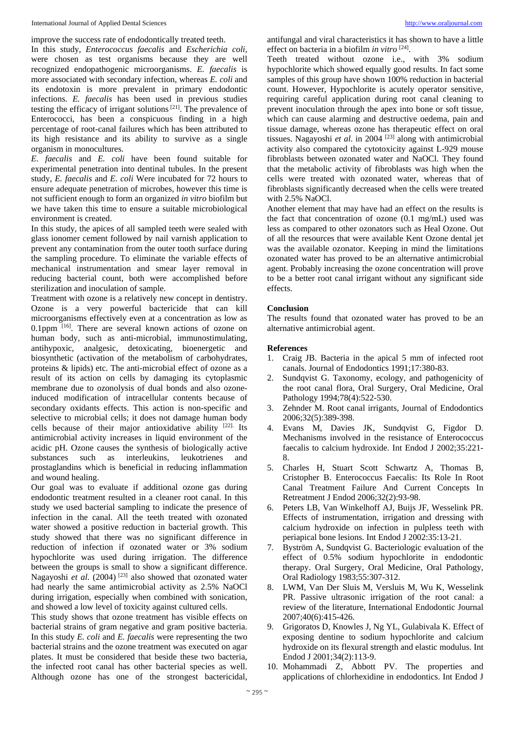improve the success rate of endodontically treated teeth.

In this study, *Enterococcus faecalis* and *Escherichia coli*, were chosen as test organisms because they are well recognized endopathogenic microorganisms. *E. faecalis* is more associated with secondary infection, whereas *E. coli* and its endotoxin is more prevalent in primary endodontic infections. *E. faecalis* has been used in previous studies testing the efficacy of irrigant solutions [21]. The prevalence of Enterococci, has been a conspicuous finding in a high percentage of root-canal failures which has been attributed to its high resistance and its ability to survive as a single organism in monocultures.

*E. faecalis* and *E. coli* have been found suitable for experimental penetration into dentinal tubules. In the present study, *E. faecalis* and *E. coli* Were incubated for 72 hours to ensure adequate penetration of microbes, however this time is not sufficient enough to form an organized *in vitro* biofilm but we have taken this time to ensure a suitable microbiological environment is created.

In this study, the apices of all sampled teeth were sealed with glass ionomer cement followed by nail varnish application to prevent any contamination from the outer tooth surface during the sampling procedure. To eliminate the variable effects of mechanical instrumentation and smear layer removal in reducing bacterial count, both were accomplished before sterilization and inoculation of sample.

Treatment with ozone is a relatively new concept in dentistry. Ozone is a very powerful bactericide that can kill microorganisms effectively even at a concentration as low as 0.1ppm [16]. There are several known actions of ozone on human body, such as anti-microbial, immunostimulating, antihypoxic, analgesic, detoxicating, bioenergetic and biosynthetic (activation of the metabolism of carbohydrates, proteins & lipids) etc. The anti-microbial effect of ozone as a result of its action on cells by damaging its cytoplasmic membrane due to ozonolysis of dual bonds and also ozone-induced modification of intracellular contents because of secondary oxidants effects. This action is non-specific and selective to microbial cells; it does not damage human body cells because of their major antioxidative ability [22]. Its antimicrobial activity increases in liquid environment of the acidic pH. Ozone causes the synthesis of biologically active substances such as interleukins, leukotrienes and prostaglandins which is beneficial in reducing inflammation and wound healing.

Our goal was to evaluate if additional ozone gas during endodontic treatment resulted in a cleaner root canal. In this study we used bacterial sampling to indicate the presence of infection in the canal. All the teeth treated with ozonated water showed a positive reduction in bacterial growth. This study showed that there was no significant difference in reduction of infection if ozonated water or 3% sodium hypochlorite was used during irrigation. The difference between the groups is small to show a significant difference. Nagayoshi *et al.* (2004) [23] also showed that ozonated water had nearly the same antimicrobial activity as 2.5% NaOCl during irrigation, especially when combined with sonication, and showed a low level of toxicity against cultured cells.

This study shows that ozone treatment has visible effects on bacterial strains of gram negative and gram positive bacteria. In this study *E. coli* and *E. faecalis* were representing the two bacterial strains and the ozone treatment was executed on agar plates. It must be considered that beside these two bacteria, the infected root canal has other bacterial species as well. Although ozone has one of the strongest bactericidal, antifungal and viral characteristics it has shown to have a little effect on bacteria in a biofilm *in vitro* [24].

Teeth treated without ozone i.e., with 3% sodium hypochlorite which showed equally good results. In fact some samples of this group have shown 100% reduction in bacterial count. However, Hypochlorite is acutely operator sensitive, requiring careful application during root canal cleaning to prevent inoculation through the apex into bone or soft tissue, which can cause alarming and destructive oedema, pain and tissue damage, whereas ozone has therapeutic effect on oral tissues. Nagayoshi *et al.* in 2004 [23] along with antimicrobial activity also compared the cytotoxicity against L-929 mouse fibroblasts between ozonated water and NaOCl. They found that the metabolic activity of fibroblasts was high when the cells were treated with ozonated water, whereas that of fibroblasts significantly decreased when the cells were treated with 2.5% NaOCl.

Another element that may have had an effect on the results is the fact that concentration of ozone (0.1 mg/mL) used was less as compared to other ozonators such as Heal Ozone. Out of all the resources that were available Kent Ozone dental jet was the available ozonator. Keeping in mind the limitations ozonated water has proved to be an alternative antimicrobial agent. Probably increasing the ozone concentration will prove to be a better root canal irrigant without any significant side effects.

## Conclusion

The results found that ozonated water has proved to be an alternative antimicrobial agent.

## References

1. Craig JB. Bacteria in the apical 5 mm of infected root canals. Journal of Endodontics 1991;17:380-83.
2. Sundqvist G. Taxonomy, ecology, and pathogenicity of the root canal flora, Oral Surgery, Oral Medicine, Oral Pathology 1994;78(4):522-530.
3. Zehnder M. Root canal irrigants, Journal of Endodontics 2006;32(5):389-398.
4. Evans M, Davies JK, Sundqvist G, Figdor D. Mechanisms involved in the resistance of Enterococcus faecalis to calcium hydroxide. Int Endod J 2002;35:221-8.
5. Charles H, Stuart Scott Schwartz A, Thomas B, Cristopher B. Enterococcus Faecalis: Its Role In Root Canal Treatment Failure And Current Concepts In Retreatment J Endod 2006;32(2):93-98.
6. Peters LB, Van Winkelhoff AJ, Buijs JF, Wesselink PR. Effects of instrumentation, irrigation and dressing with calcium hydroxide on infection in pulpless teeth with periapical bone lesions. Int Endod J 2002:35:13-21.
7. Byström A, Sundqvist G. Bacteriologic evaluation of the effect of 0.5% sodium hypochlorite in endodontic therapy. Oral Surgery, Oral Medicine, Oral Pathology, Oral Radiology 1983;55:307-312.
8. LWM, Van Der Sluis M, Versluis M, Wu K, Wesselink PR. Passive ultrasonic irrigation of the root canal: a review of the literature, International Endodontic Journal 2007;40(6):415-426.
9. Grigoratos D, Knowles J, Ng YL, Gulabivala K. Effect of exposing dentine to sodium hypochlorite and calcium hydroxide on its flexural strength and elastic modulus. Int Endod J 2001;34(2):113-9.
10. Mohammadi Z, Abbott PV. The properties and applications of chlorhexidine in endodontics. Int Endod J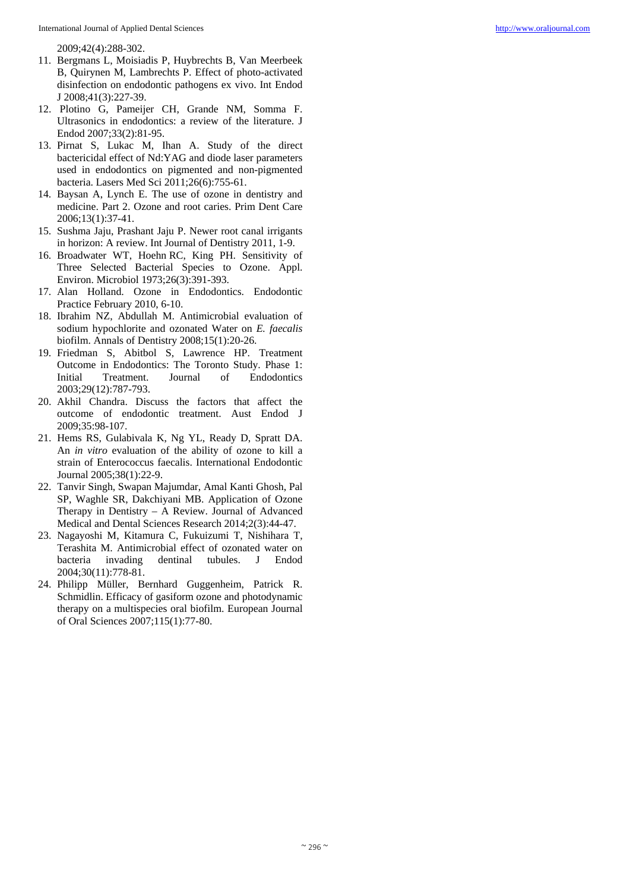2009;42(4):288-302.

11. Bergmans L, Moisiadis P, Huybrechts B, Van Meerbeek B, Quirynen M, Lambrechts P. Effect of photo-activated disinfection on endodontic pathogens ex vivo. Int Endod J 2008;41(3):227-39.
12. Plotino G, Pameijer CH, Grande NM, Somma F. Ultrasonics in endodontics: a review of the literature. J Endod 2007;33(2):81-95.
13. Pirnat S, Lukac M, Ihan A. Study of the direct bactericidal effect of Nd:YAG and diode laser parameters used in endodontics on pigmented and non-pigmented bacteria. Lasers Med Sci 2011;26(6):755-61.
14. Baysan A, Lynch E. The use of ozone in dentistry and medicine. Part 2. Ozone and root caries. Prim Dent Care 2006;13(1):37-41.
15. Sushma Jaju, Prashant Jaju P. Newer root canal irrigants in horizon: A review. Int Journal of Dentistry 2011, 1-9.
16. Broadwater WT, Hoehn RC, King PH. Sensitivity of Three Selected Bacterial Species to Ozone. Appl. Environ. Microbiol 1973;26(3):391-393.
17. Alan Holland. Ozone in Endodontics. Endodontic Practice February 2010, 6-10.
18. Ibrahim NZ, Abdullah M. Antimicrobial evaluation of sodium hypochlorite and ozonated Water on *E. faecalis* biofilm. Annals of Dentistry 2008;15(1):20-26.
19. Friedman S, Abitbol S, Lawrence HP. Treatment Outcome in Endodontics: The Toronto Study. Phase 1: Initial Treatment. Journal of Endodontics 2003;29(12):787-793.
20. Akhil Chandra. Discuss the factors that affect the outcome of endodontic treatment. Aust Endod J 2009;35:98-107.
21. Hems RS, Gulabivala K, Ng YL, Ready D, Spratt DA. An *in vitro* evaluation of the ability of ozone to kill a strain of Enterococcus faecalis. International Endodontic Journal 2005;38(1):22-9.
22. Tanvir Singh, Swapan Majumdar, Amal Kanti Ghosh, Pal SP, Waghle SR, Dakchiyani MB. Application of Ozone Therapy in Dentistry – A Review. Journal of Advanced Medical and Dental Sciences Research 2014;2(3):44-47.
23. Nagayoshi M, Kitamura C, Fukuizumi T, Nishihara T, Terashita M. Antimicrobial effect of ozonated water on bacteria invading dentinal tubules. J Endod 2004;30(11):778-81.
24. Philipp Müller, Bernhard Guggenheim, Patrick R. Schmidlin. Efficacy of gasiform ozone and photodynamic therapy on a multispecies oral biofilm. European Journal of Oral Sciences 2007;115(1):77-80.